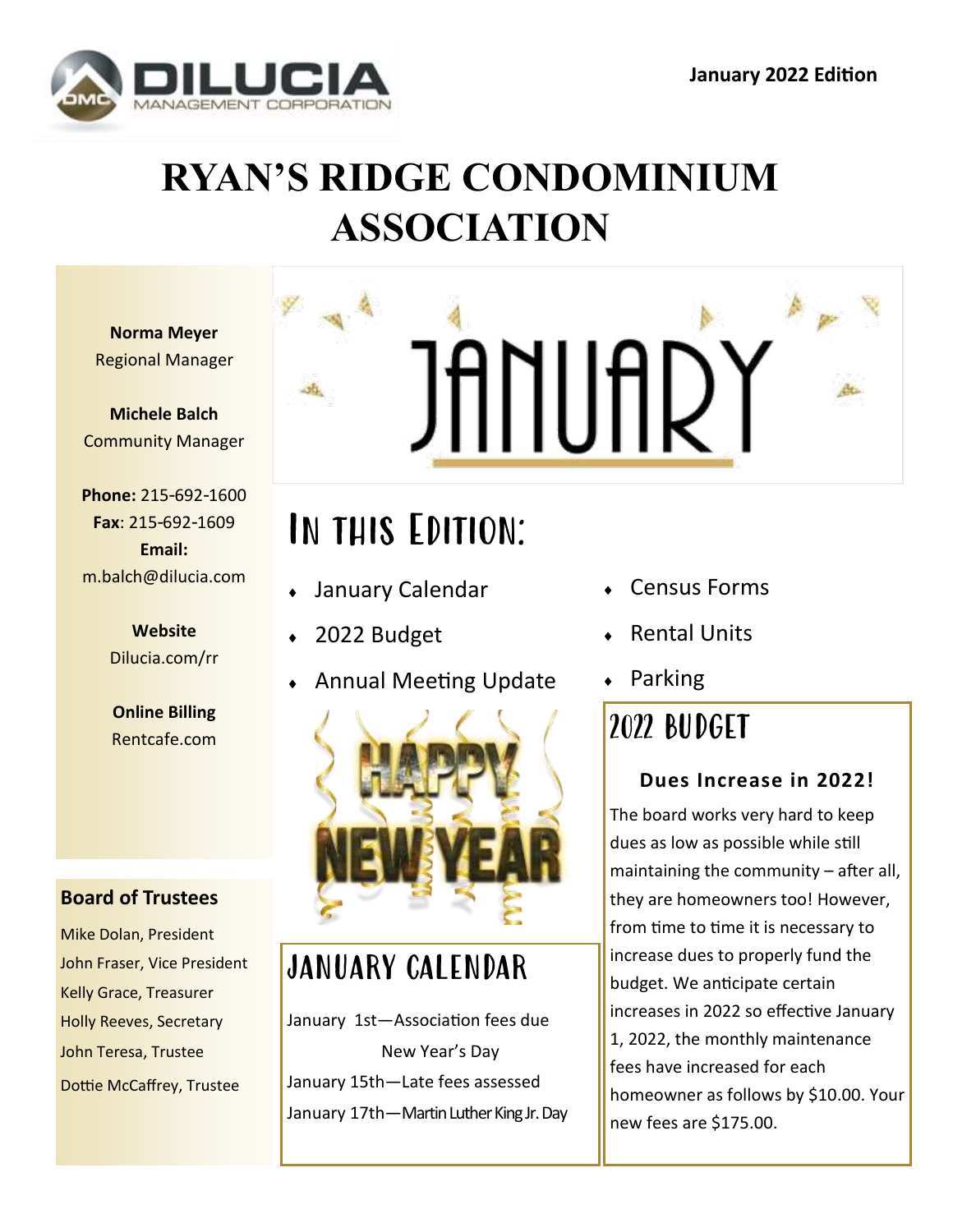DILUCIA MANAGEMENT CORPORATION

January 2022 Edition

# RYAN'S RIDGE CONDOMINIUM ASSOCIATION

**Norma Meyer**
Regional Manager

**Michele Balch**
Community Manager

**Phone:** 215-692-1600
**Fax**: 215-692-1609
**Email:**
m.balch@dilucia.com

**Website**
Dilucia.com/rr

**Online Billing**
Rentcafe.com

### Board of Trustees

Mike Dolan, President
John Fraser, Vice President
Kelly Grace, Treasurer
Holly Reeves, Secretary
John Teresa, Trustee
Dottie McCaffrey, Trustee

JANUARY

## In this Edition:

- January Calendar
- 2022 Budget
- Annual Meeting Update
- Census Forms
- Rental Units
- Parking

HAPPY NEW YEAR

## January Calendar

January 1st—Association fees due
New Year's Day
January 15th—Late fees assessed
January 17th—Martin Luther King Jr. Day

## 2022 Budget

### Dues Increase in 2022!

The board works very hard to keep dues as low as possible while still maintaining the community – after all, they are homeowners too! However, from time to time it is necessary to increase dues to properly fund the budget. We anticipate certain increases in 2022 so effective January 1, 2022, the monthly maintenance fees have increased for each homeowner as follows by $10.00. Your new fees are $175.00.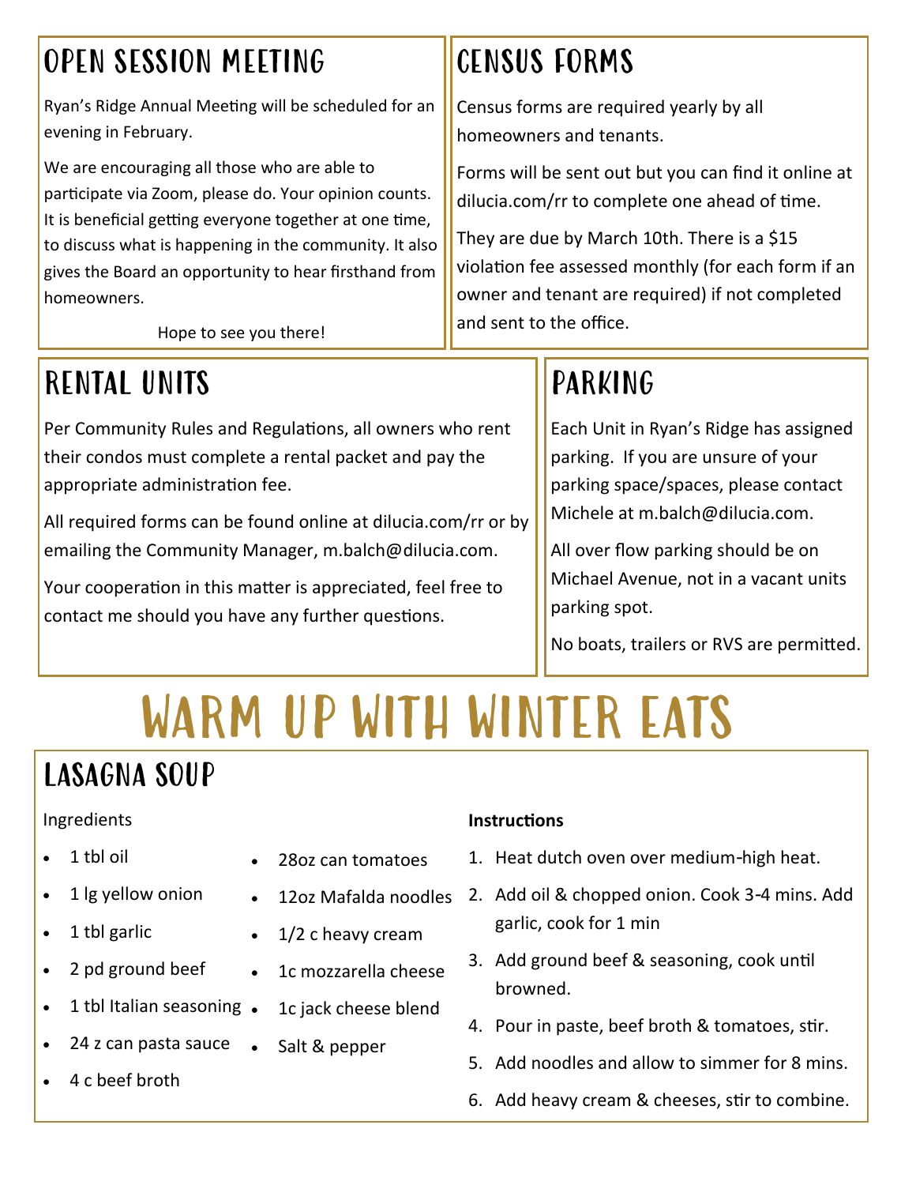## OPEN SESSION MEETING

Ryan's Ridge Annual Meeting will be scheduled for an evening in February.

We are encouraging all those who are able to participate via Zoom, please do. Your opinion counts. It is beneficial getting everyone together at one time, to discuss what is happening in the community. It also gives the Board an opportunity to hear firsthand from homeowners.

Hope to see you there!

## CENSUS FORMS

Census forms are required yearly by all homeowners and tenants.

Forms will be sent out but you can find it online at dilucia.com/rr to complete one ahead of time.

They are due by March 10th. There is a $15 violation fee assessed monthly (for each form if an owner and tenant are required) if not completed and sent to the office.

## RENTAL UNITS

Per Community Rules and Regulations, all owners who rent their condos must complete a rental packet and pay the appropriate administration fee.

All required forms can be found online at dilucia.com/rr or by emailing the Community Manager, m.balch@dilucia.com.

Your cooperation in this matter is appreciated, feel free to contact me should you have any further questions.

## PARKING

Each Unit in Ryan's Ridge has assigned parking. If you are unsure of your parking space/spaces, please contact Michele at m.balch@dilucia.com.

All over flow parking should be on Michael Avenue, not in a vacant units parking spot.

No boats, trailers or RVS are permitted.

# WARM UP WITH WINTER EATS

## LASAGNA SOUP

Ingredients

- 1 tbl oil
- 1 lg yellow onion
- 1 tbl garlic
- 2 pd ground beef
- 1 tbl Italian seasoning
- 24 z can pasta sauce
- 4 c beef broth
- 28oz can tomatoes
- 12oz Mafalda noodles
- 1/2 c heavy cream
- 1c mozzarella cheese
- 1c jack cheese blend
- Salt & pepper

**Instructions**

1. Heat dutch oven over medium-high heat.
2. Add oil & chopped onion. Cook 3-4 mins. Add garlic, cook for 1 min
3. Add ground beef & seasoning, cook until browned.
4. Pour in paste, beef broth & tomatoes, stir.
5. Add noodles and allow to simmer for 8 mins.
6. Add heavy cream & cheeses, stir to combine.